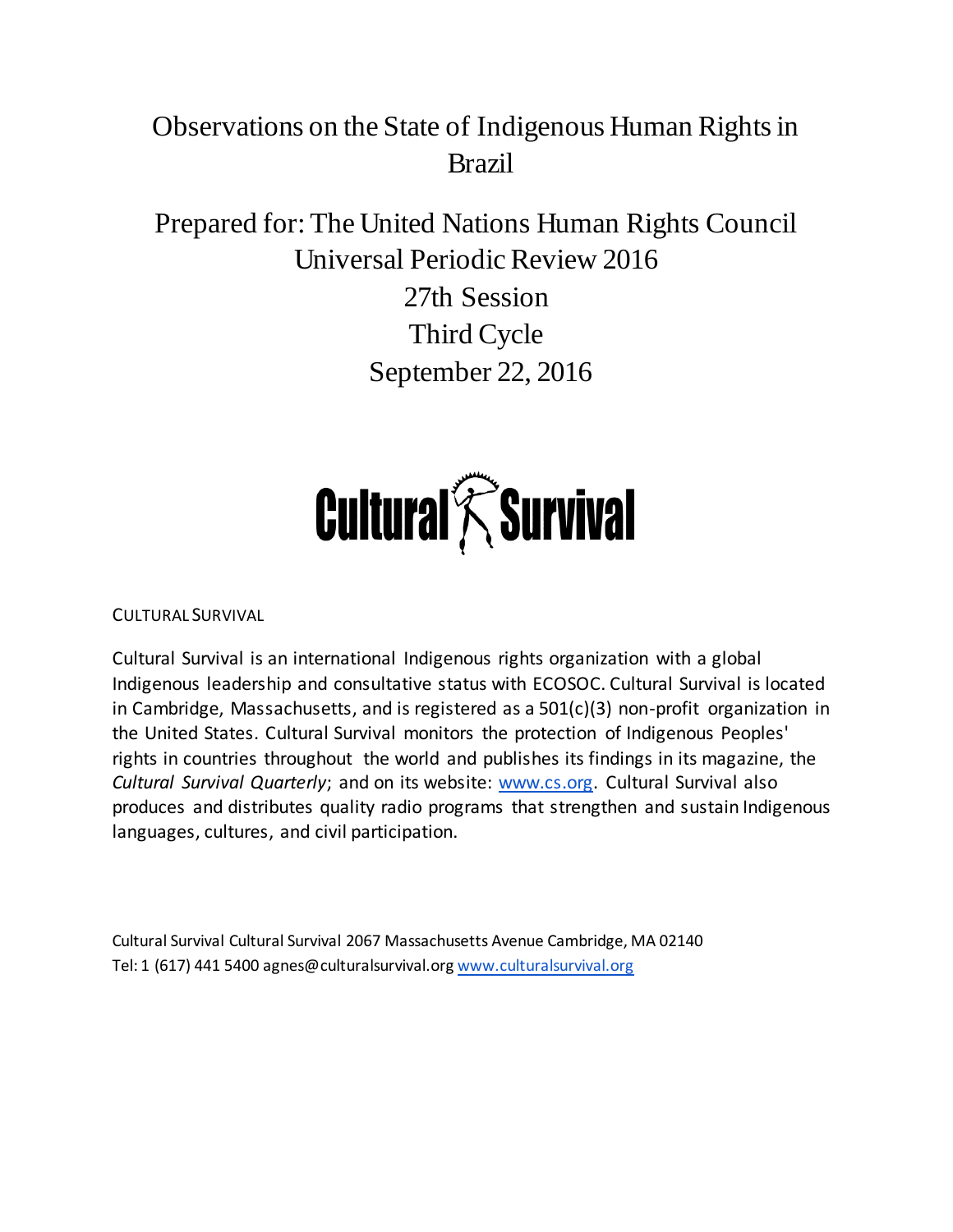# Observations on the State of Indigenous Human Rights in Brazil

## Prepared for: The United Nations Human Rights Council Universal Periodic Review 2016
## 27th Session
## Third Cycle
## September 22, 2016

Cultural Survival

CULTURAL SURVIVAL

Cultural Survival is an international Indigenous rights organization with a global Indigenous leadership and consultative status with ECOSOC. Cultural Survival is located in Cambridge, Massachusetts, and is registered as a 501(c)(3) non-profit organization in the United States. Cultural Survival monitors the protection of Indigenous Peoples' rights in countries throughout the world and publishes its findings in its magazine, the *Cultural Survival Quarterly*; and on its website: www.cs.org. Cultural Survival also produces and distributes quality radio programs that strengthen and sustain Indigenous languages, cultures, and civil participation.

Cultural Survival Cultural Survival 2067 Massachusetts Avenue Cambridge, MA 02140
Tel: 1 (617) 441 5400 agnes@culturalsurvival.org www.culturalsurvival.org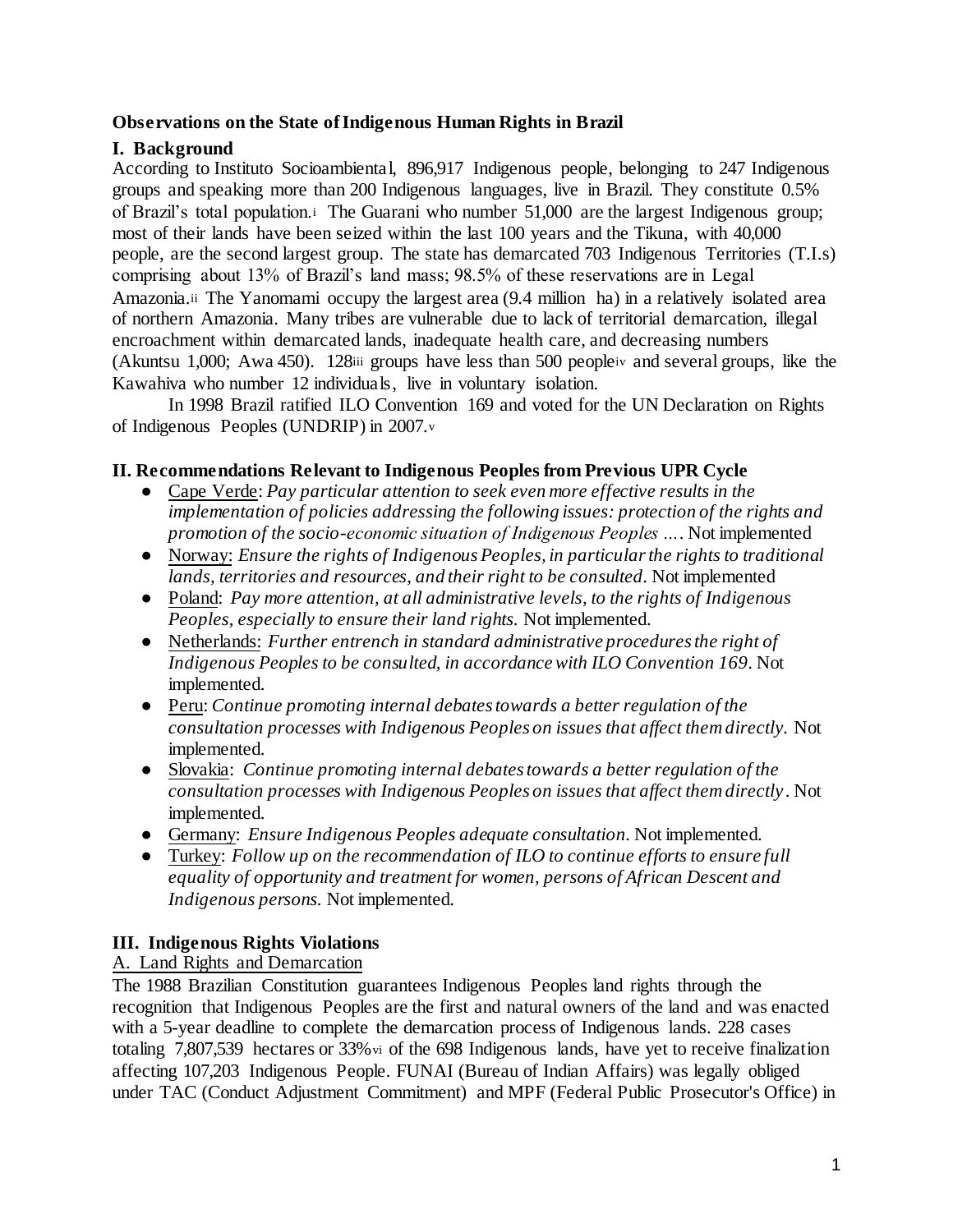**Observations on the State of Indigenous Human Rights in Brazil**

## I. Background

According to Instituto Socioambiental, 896,917 Indigenous people, belonging to 247 Indigenous groups and speaking more than 200 Indigenous languages, live in Brazil. They constitute 0.5% of Brazil's total population.[i] The Guarani who number 51,000 are the largest Indigenous group; most of their lands have been seized within the last 100 years and the Tikuna, with 40,000 people, are the second largest group. The state has demarcated 703 Indigenous Territories (T.I.s) comprising about 13% of Brazil's land mass; 98.5% of these reservations are in Legal Amazonia.[ii] The Yanomami occupy the largest area (9.4 million ha) in a relatively isolated area of northern Amazonia. Many tribes are vulnerable due to lack of territorial demarcation, illegal encroachment within demarcated lands, inadequate health care, and decreasing numbers (Akuntsu 1,000; Awa 450). 128[iii] groups have less than 500 people[iv] and several groups, like the Kawahiva who number 12 individuals, live in voluntary isolation.

In 1998 Brazil ratified ILO Convention 169 and voted for the UN Declaration on Rights of Indigenous Peoples (UNDRIP) in 2007.[v]

## II. Recommendations Relevant to Indigenous Peoples from Previous UPR Cycle

- Cape Verde: *Pay particular attention to seek even more effective results in the implementation of policies addressing the following issues: protection of the rights and promotion of the socio-economic situation of Indigenous Peoples ….* Not implemented
- Norway: *Ensure the rights of Indigenous Peoples, in particular the rights to traditional lands, territories and resources, and their right to be consulted.* Not implemented
- Poland: *Pay more attention, at all administrative levels, to the rights of Indigenous Peoples, especially to ensure their land rights.* Not implemented.
- Netherlands: *Further entrench in standard administrative procedures the right of Indigenous Peoples to be consulted, in accordance with ILO Convention 169*. Not implemented.
- Peru: *Continue promoting internal debates towards a better regulation of the consultation processes with Indigenous Peoples on issues that affect them directly.* Not implemented.
- Slovakia: *Continue promoting internal debates towards a better regulation of the consultation processes with Indigenous Peoples on issues that affect them directly*. Not implemented.
- Germany: *Ensure Indigenous Peoples adequate consultation.* Not implemented.
- Turkey: *Follow up on the recommendation of ILO to continue efforts to ensure full equality of opportunity and treatment for women, persons of African Descent and Indigenous persons.* Not implemented.

## III. Indigenous Rights Violations

### A. Land Rights and Demarcation

The 1988 Brazilian Constitution guarantees Indigenous Peoples land rights through the recognition that Indigenous Peoples are the first and natural owners of the land and was enacted with a 5-year deadline to complete the demarcation process of Indigenous lands. 228 cases totaling 7,807,539 hectares or 33%[vi] of the 698 Indigenous lands, have yet to receive finalization affecting 107,203 Indigenous People. FUNAI (Bureau of Indian Affairs) was legally obliged under TAC (Conduct Adjustment Commitment) and MPF (Federal Public Prosecutor's Office) in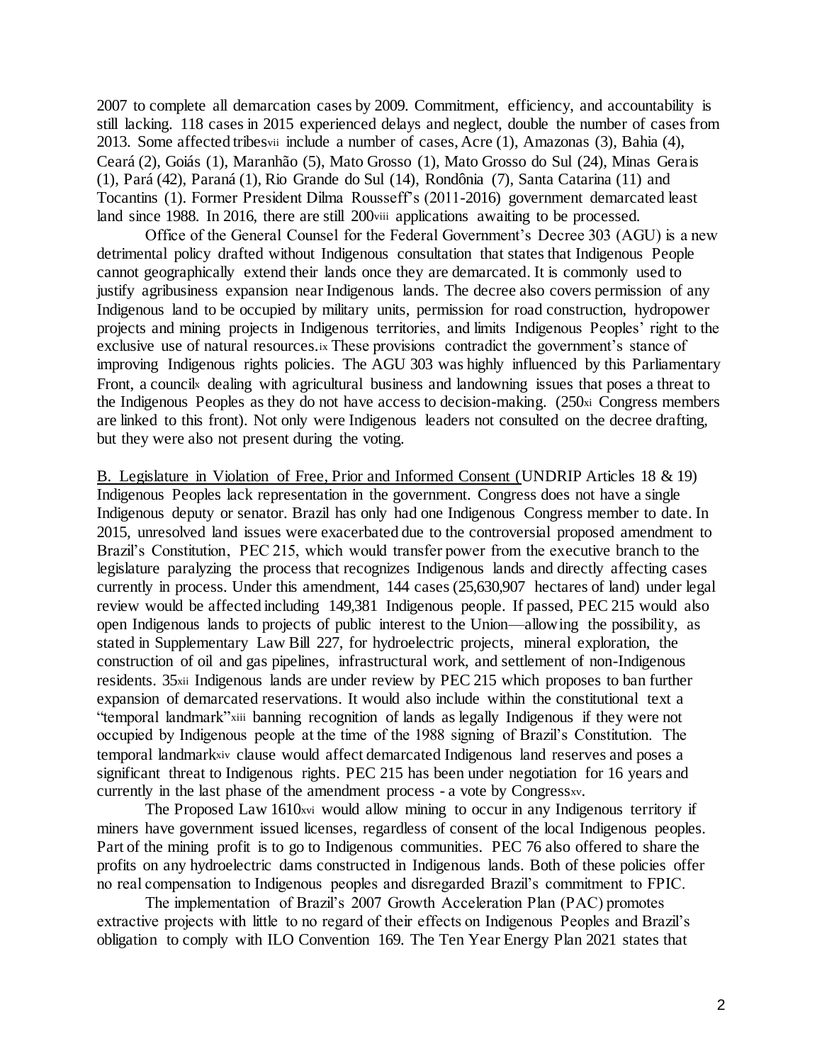2007 to complete all demarcation cases by 2009. Commitment, efficiency, and accountability is still lacking. 118 cases in 2015 experienced delays and neglect, double the number of cases from 2013. Some affected tribes[vii] include a number of cases, Acre (1), Amazonas (3), Bahia (4), Ceará (2), Goiás (1), Maranhão (5), Mato Grosso (1), Mato Grosso do Sul (24), Minas Gerais (1), Pará (42), Paraná (1), Rio Grande do Sul (14), Rondônia (7), Santa Catarina (11) and Tocantins (1). Former President Dilma Rousseff's (2011-2016) government demarcated least land since 1988. In 2016, there are still 200[viii] applications awaiting to be processed.

Office of the General Counsel for the Federal Government's Decree 303 (AGU) is a new detrimental policy drafted without Indigenous consultation that states that Indigenous People cannot geographically extend their lands once they are demarcated. It is commonly used to justify agribusiness expansion near Indigenous lands. The decree also covers permission of any Indigenous land to be occupied by military units, permission for road construction, hydropower projects and mining projects in Indigenous territories, and limits Indigenous Peoples' right to the exclusive use of natural resources.[ix] These provisions contradict the government's stance of improving Indigenous rights policies. The AGU 303 was highly influenced by this Parliamentary Front, a council[x] dealing with agricultural business and landowning issues that poses a threat to the Indigenous Peoples as they do not have access to decision-making. (250[xi] Congress members are linked to this front). Not only were Indigenous leaders not consulted on the decree drafting, but they were also not present during the voting.

B. Legislature in Violation of Free, Prior and Informed Consent (UNDRIP Articles 18 & 19)

Indigenous Peoples lack representation in the government. Congress does not have a single Indigenous deputy or senator. Brazil has only had one Indigenous Congress member to date. In 2015, unresolved land issues were exacerbated due to the controversial proposed amendment to Brazil's Constitution, PEC 215, which would transfer power from the executive branch to the legislature paralyzing the process that recognizes Indigenous lands and directly affecting cases currently in process. Under this amendment, 144 cases (25,630,907 hectares of land) under legal review would be affected including 149,381 Indigenous people. If passed, PEC 215 would also open Indigenous lands to projects of public interest to the Union—allowing the possibility, as stated in Supplementary Law Bill 227, for hydroelectric projects, mineral exploration, the construction of oil and gas pipelines, infrastructural work, and settlement of non-Indigenous residents. 35[xii] Indigenous lands are under review by PEC 215 which proposes to ban further expansion of demarcated reservations. It would also include within the constitutional text a "temporal landmark"[xiii] banning recognition of lands as legally Indigenous if they were not occupied by Indigenous people at the time of the 1988 signing of Brazil's Constitution. The temporal landmark[xiv] clause would affect demarcated Indigenous land reserves and poses a significant threat to Indigenous rights. PEC 215 has been under negotiation for 16 years and currently in the last phase of the amendment process - a vote by Congress[xv].

The Proposed Law 1610[xvi] would allow mining to occur in any Indigenous territory if miners have government issued licenses, regardless of consent of the local Indigenous peoples. Part of the mining profit is to go to Indigenous communities. PEC 76 also offered to share the profits on any hydroelectric dams constructed in Indigenous lands. Both of these policies offer no real compensation to Indigenous peoples and disregarded Brazil's commitment to FPIC.

The implementation of Brazil's 2007 Growth Acceleration Plan (PAC) promotes extractive projects with little to no regard of their effects on Indigenous Peoples and Brazil's obligation to comply with ILO Convention 169. The Ten Year Energy Plan 2021 states that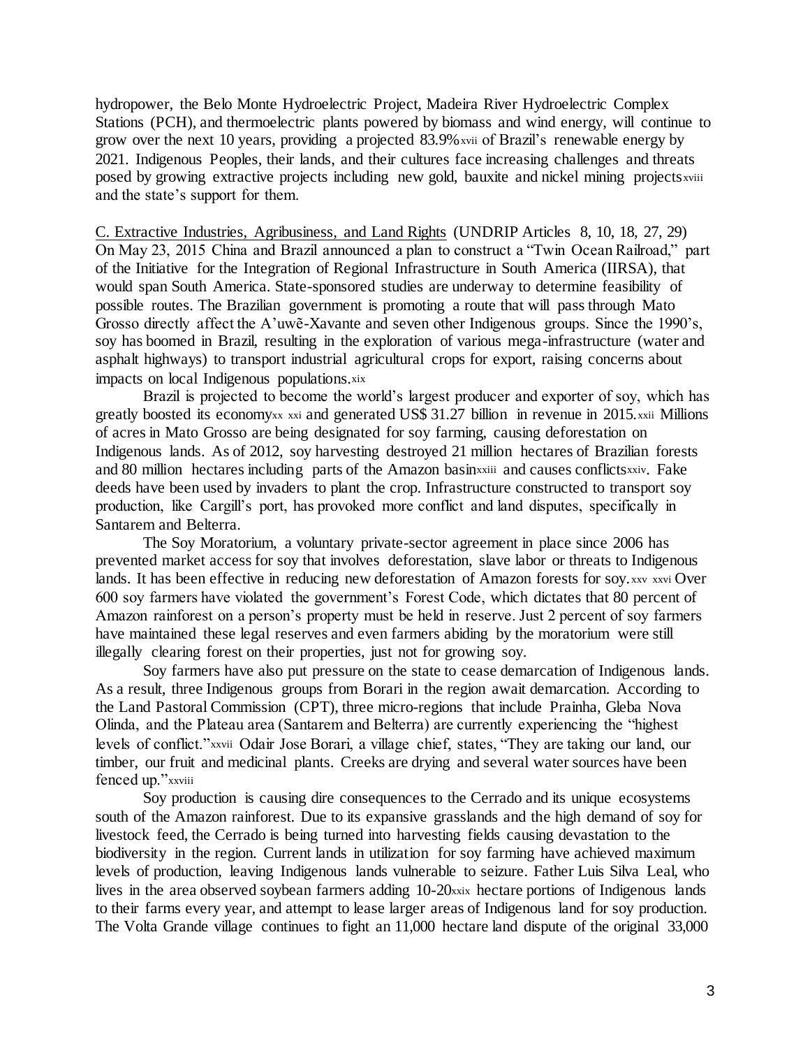hydropower, the Belo Monte Hydroelectric Project, Madeira River Hydroelectric Complex Stations (PCH), and thermoelectric plants powered by biomass and wind energy, will continue to grow over the next 10 years, providing a projected 83.9%[xvii] of Brazil's renewable energy by 2021. Indigenous Peoples, their lands, and their cultures face increasing challenges and threats posed by growing extractive projects including new gold, bauxite and nickel mining projects[xviii] and the state's support for them.

C. Extractive Industries, Agribusiness, and Land Rights (UNDRIP Articles 8, 10, 18, 27, 29)

On May 23, 2015 China and Brazil announced a plan to construct a "Twin Ocean Railroad," part of the Initiative for the Integration of Regional Infrastructure in South America (IIRSA), that would span South America. State-sponsored studies are underway to determine feasibility of possible routes. The Brazilian government is promoting a route that will pass through Mato Grosso directly affect the A'uwẽ-Xavante and seven other Indigenous groups. Since the 1990's, soy has boomed in Brazil, resulting in the exploration of various mega-infrastructure (water and asphalt highways) to transport industrial agricultural crops for export, raising concerns about impacts on local Indigenous populations.[xix]

Brazil is projected to become the world's largest producer and exporter of soy, which has greatly boosted its economy[xx] [xxi] and generated US$ 31.27 billion in revenue in 2015.[xxii] Millions of acres in Mato Grosso are being designated for soy farming, causing deforestation on Indigenous lands. As of 2012, soy harvesting destroyed 21 million hectares of Brazilian forests and 80 million hectares including parts of the Amazon basin[xxiii] and causes conflicts[xxiv]. Fake deeds have been used by invaders to plant the crop. Infrastructure constructed to transport soy production, like Cargill's port, has provoked more conflict and land disputes, specifically in Santarem and Belterra.

The Soy Moratorium, a voluntary private-sector agreement in place since 2006 has prevented market access for soy that involves deforestation, slave labor or threats to Indigenous lands. It has been effective in reducing new deforestation of Amazon forests for soy.[xxv] [xxvi] Over 600 soy farmers have violated the government's Forest Code, which dictates that 80 percent of Amazon rainforest on a person's property must be held in reserve. Just 2 percent of soy farmers have maintained these legal reserves and even farmers abiding by the moratorium were still illegally clearing forest on their properties, just not for growing soy.

Soy farmers have also put pressure on the state to cease demarcation of Indigenous lands. As a result, three Indigenous groups from Borari in the region await demarcation. According to the Land Pastoral Commission (CPT), three micro-regions that include Prainha, Gleba Nova Olinda, and the Plateau area (Santarem and Belterra) are currently experiencing the "highest levels of conflict."[xxvii] Odair Jose Borari, a village chief, states, "They are taking our land, our timber, our fruit and medicinal plants. Creeks are drying and several water sources have been fenced up."[xxviii]

Soy production is causing dire consequences to the Cerrado and its unique ecosystems south of the Amazon rainforest. Due to its expansive grasslands and the high demand of soy for livestock feed, the Cerrado is being turned into harvesting fields causing devastation to the biodiversity in the region. Current lands in utilization for soy farming have achieved maximum levels of production, leaving Indigenous lands vulnerable to seizure. Father Luis Silva Leal, who lives in the area observed soybean farmers adding 10-20[xxix] hectare portions of Indigenous lands to their farms every year, and attempt to lease larger areas of Indigenous land for soy production. The Volta Grande village continues to fight an 11,000 hectare land dispute of the original 33,000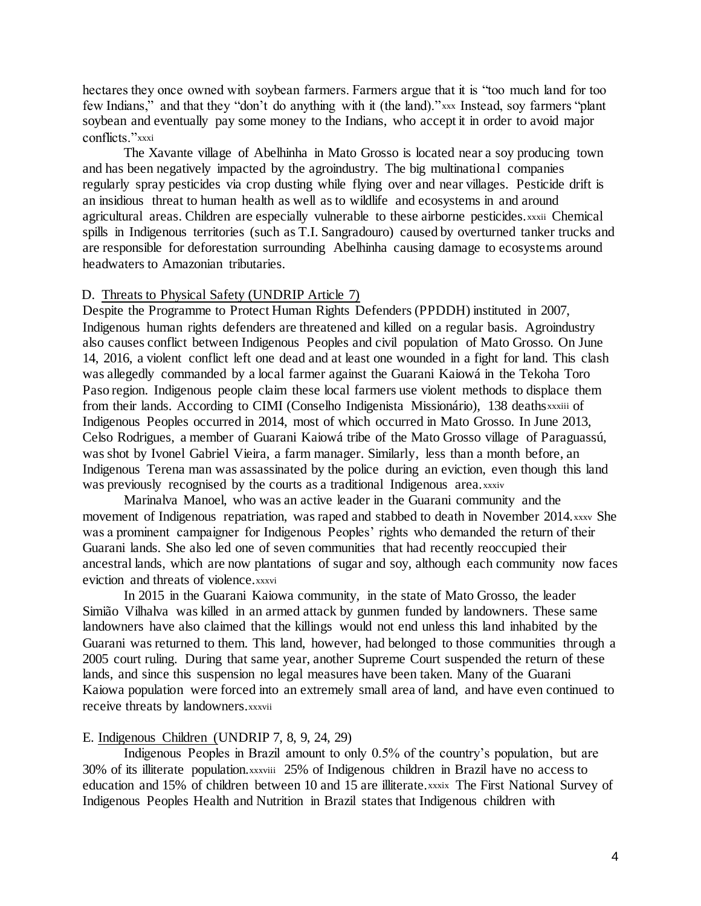hectares they once owned with soybean farmers. Farmers argue that it is "too much land for too few Indians," and that they "don't do anything with it (the land)."[xxx] Instead, soy farmers "plant soybean and eventually pay some money to the Indians, who accept it in order to avoid major conflicts."[xxxi]

The Xavante village of Abelhinha in Mato Grosso is located near a soy producing town and has been negatively impacted by the agroindustry. The big multinational companies regularly spray pesticides via crop dusting while flying over and near villages. Pesticide drift is an insidious threat to human health as well as to wildlife and ecosystems in and around agricultural areas. Children are especially vulnerable to these airborne pesticides.[xxxii] Chemical spills in Indigenous territories (such as T.I. Sangradouro) caused by overturned tanker trucks and are responsible for deforestation surrounding Abelhinha causing damage to ecosystems around headwaters to Amazonian tributaries.

D. Threats to Physical Safety (UNDRIP Article 7)

Despite the Programme to Protect Human Rights Defenders (PPDDH) instituted in 2007, Indigenous human rights defenders are threatened and killed on a regular basis. Agroindustry also causes conflict between Indigenous Peoples and civil population of Mato Grosso. On June 14, 2016, a violent conflict left one dead and at least one wounded in a fight for land. This clash was allegedly commanded by a local farmer against the Guarani Kaiowá in the Tekoha Toro Paso region. Indigenous people claim these local farmers use violent methods to displace them from their lands. According to CIMI (Conselho Indigenista Missionário), 138 deaths[xxxiii] of Indigenous Peoples occurred in 2014, most of which occurred in Mato Grosso. In June 2013, Celso Rodrigues, a member of Guarani Kaiowá tribe of the Mato Grosso village of Paraguassú, was shot by Ivonel Gabriel Vieira, a farm manager. Similarly, less than a month before, an Indigenous Terena man was assassinated by the police during an eviction, even though this land was previously recognised by the courts as a traditional Indigenous area.[xxxiv]

Marinalva Manoel, who was an active leader in the Guarani community and the movement of Indigenous repatriation, was raped and stabbed to death in November 2014.[xxxv] She was a prominent campaigner for Indigenous Peoples' rights who demanded the return of their Guarani lands. She also led one of seven communities that had recently reoccupied their ancestral lands, which are now plantations of sugar and soy, although each community now faces eviction and threats of violence.[xxxvi]

In 2015 in the Guarani Kaiowa community, in the state of Mato Grosso, the leader Simião Vilhalva was killed in an armed attack by gunmen funded by landowners. These same landowners have also claimed that the killings would not end unless this land inhabited by the Guarani was returned to them. This land, however, had belonged to those communities through a 2005 court ruling. During that same year, another Supreme Court suspended the return of these lands, and since this suspension no legal measures have been taken. Many of the Guarani Kaiowa population were forced into an extremely small area of land, and have even continued to receive threats by landowners.[xxxvii]

E. Indigenous Children (UNDRIP 7, 8, 9, 24, 29)

Indigenous Peoples in Brazil amount to only 0.5% of the country's population, but are 30% of its illiterate population.[xxxviii] 25% of Indigenous children in Brazil have no access to education and 15% of children between 10 and 15 are illiterate.[xxxix] The First National Survey of Indigenous Peoples Health and Nutrition in Brazil states that Indigenous children with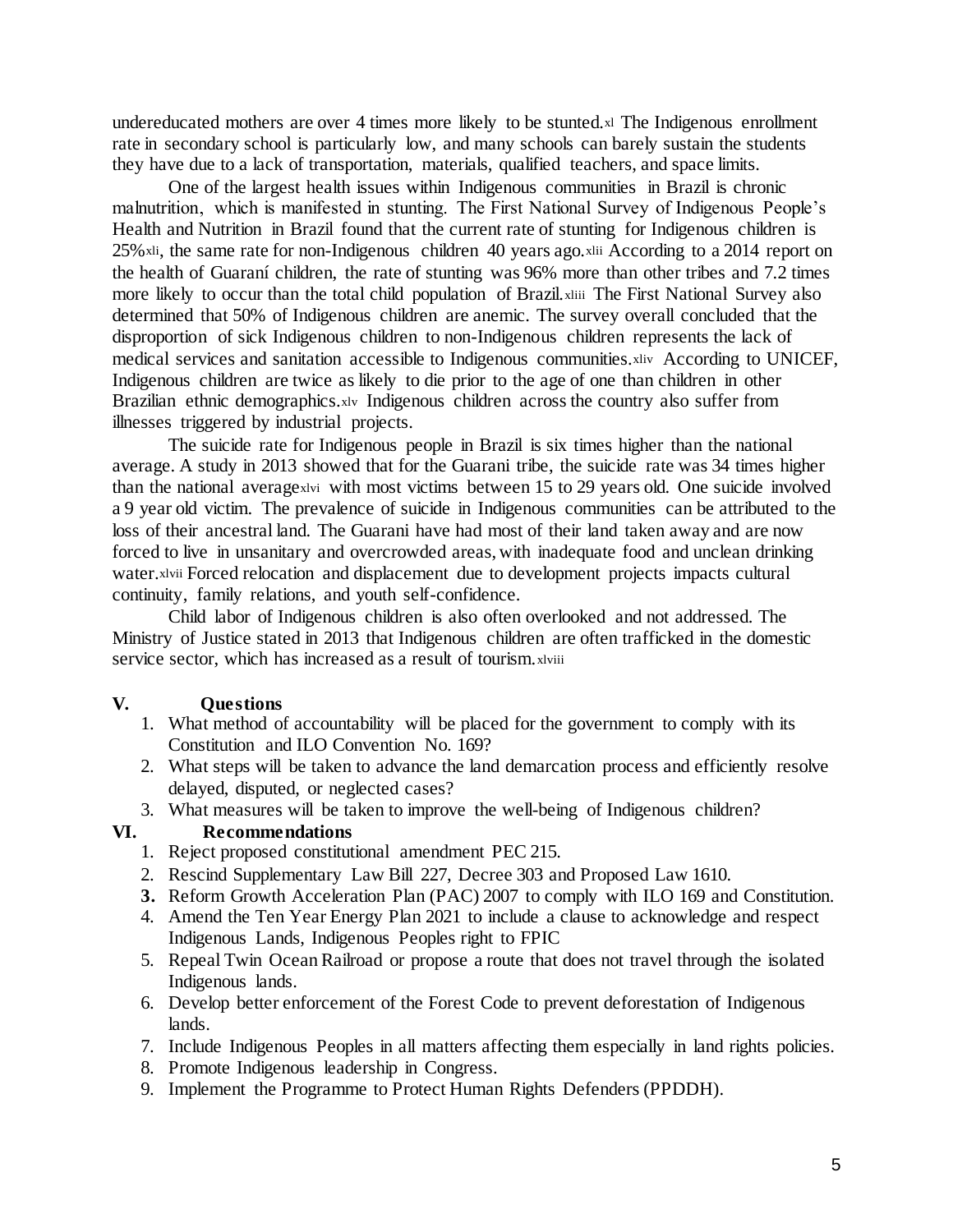undereducated mothers are over 4 times more likely to be stunted.[xl] The Indigenous enrollment rate in secondary school is particularly low, and many schools can barely sustain the students they have due to a lack of transportation, materials, qualified teachers, and space limits.

One of the largest health issues within Indigenous communities in Brazil is chronic malnutrition, which is manifested in stunting. The First National Survey of Indigenous People's Health and Nutrition in Brazil found that the current rate of stunting for Indigenous children is 25%[xli], the same rate for non-Indigenous children 40 years ago.[xlii] According to a 2014 report on the health of Guaraní children, the rate of stunting was 96% more than other tribes and 7.2 times more likely to occur than the total child population of Brazil.[xliii] The First National Survey also determined that 50% of Indigenous children are anemic. The survey overall concluded that the disproportion of sick Indigenous children to non-Indigenous children represents the lack of medical services and sanitation accessible to Indigenous communities.[xliv] According to UNICEF, Indigenous children are twice as likely to die prior to the age of one than children in other Brazilian ethnic demographics.[xlv] Indigenous children across the country also suffer from illnesses triggered by industrial projects.

The suicide rate for Indigenous people in Brazil is six times higher than the national average. A study in 2013 showed that for the Guarani tribe, the suicide rate was 34 times higher than the national average[xlvi] with most victims between 15 to 29 years old. One suicide involved a 9 year old victim. The prevalence of suicide in Indigenous communities can be attributed to the loss of their ancestral land. The Guarani have had most of their land taken away and are now forced to live in unsanitary and overcrowded areas, with inadequate food and unclean drinking water.[xlvii] Forced relocation and displacement due to development projects impacts cultural continuity, family relations, and youth self-confidence.

Child labor of Indigenous children is also often overlooked and not addressed. The Ministry of Justice stated in 2013 that Indigenous children are often trafficked in the domestic service sector, which has increased as a result of tourism.[xlviii]

## V. Questions

1. What method of accountability will be placed for the government to comply with its Constitution and ILO Convention No. 169?
2. What steps will be taken to advance the land demarcation process and efficiently resolve delayed, disputed, or neglected cases?
3. What measures will be taken to improve the well-being of Indigenous children?

## VI. Recommendations

1. Reject proposed constitutional amendment PEC 215.
2. Rescind Supplementary Law Bill 227, Decree 303 and Proposed Law 1610.
3. Reform Growth Acceleration Plan (PAC) 2007 to comply with ILO 169 and Constitution.
4. Amend the Ten Year Energy Plan 2021 to include a clause to acknowledge and respect Indigenous Lands, Indigenous Peoples right to FPIC
5. Repeal Twin Ocean Railroad or propose a route that does not travel through the isolated Indigenous lands.
6. Develop better enforcement of the Forest Code to prevent deforestation of Indigenous lands.
7. Include Indigenous Peoples in all matters affecting them especially in land rights policies.
8. Promote Indigenous leadership in Congress.
9. Implement the Programme to Protect Human Rights Defenders (PPDDH).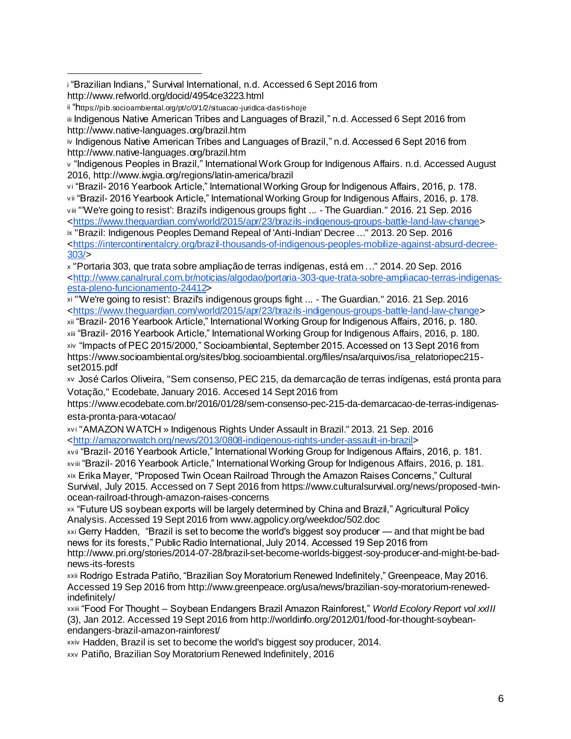[i] "Brazilian Indians," Survival International, n.d. Accessed 6 Sept 2016 from http://www.refworld.org/docid/4954ce3223.html

[ii] "https://pib.socioambiental.org/pt/c/0/1/2/situacao-juridica-das-tis-hoje

[iii] Indigenous Native American Tribes and Languages of Brazil," n.d. Accessed 6 Sept 2016 from http://www.native-languages.org/brazil.htm

[iv] Indigenous Native American Tribes and Languages of Brazil," n.d. Accessed 6 Sept 2016 from http://www.native-languages.org/brazil.htm

[v] "Indigenous Peoples in Brazil," International Work Group for Indigenous Affairs. n.d. Accessed August 2016, http://www.iwgia.org/regions/latin-america/brazil

[vi] "Brazil- 2016 Yearbook Article," International Working Group for Indigenous Affairs, 2016, p. 178.

[vii] "Brazil- 2016 Yearbook Article," International Working Group for Indigenous Affairs, 2016, p. 178.

[viii] "'We're going to resist': Brazil's indigenous groups fight ... - The Guardian." 2016. 21 Sep. 2016 <https://www.theguardian.com/world/2015/apr/23/brazils-indigenous-groups-battle-land-law-change>

[ix] "Brazil: Indigenous Peoples Demand Repeal of 'Anti-Indian' Decree ..." 2013. 20 Sep. 2016 <https://intercontinentalcry.org/brazil-thousands-of-indigenous-peoples-mobilize-against-absurd-decree-303/>

[x] "Portaria 303, que trata sobre ampliação de terras indígenas, está em ..." 2014. 20 Sep. 2016 <http://www.canalrural.com.br/noticias/algodao/portaria-303-que-trata-sobre-ampliacao-terras-indigenas-esta-pleno-funcionamento-24412>

[xi] "'We're going to resist': Brazil's indigenous groups fight ... - The Guardian." 2016. 21 Sep. 2016 <https://www.theguardian.com/world/2015/apr/23/brazils-indigenous-groups-battle-land-law-change>

[xii] "Brazil- 2016 Yearbook Article," International Working Group for Indigenous Affairs, 2016, p. 180.

[xiii] "Brazil- 2016 Yearbook Article," International Working Group for Indigenous Affairs, 2016, p. 180.

[xiv] "Impacts of PEC 2015/2000," Socioambiental, September 2015. Accessed on 13 Sept 2016 from https://www.socioambiental.org/sites/blog.socioambiental.org/files/nsa/arquivos/isa_relatoriopec215-set2015.pdf

[xv] José Carlos Oliveira, "Sem consenso, PEC 215, da demarcação de terras indígenas, está pronta para Votação," Ecodebate, January 2016. Accesed 14 Sept 2016 from https://www.ecodebate.com.br/2016/01/28/sem-consenso-pec-215-da-demarcacao-de-terras-indigenas-esta-pronta-para-votacao/

[xvi] "AMAZON WATCH » Indigenous Rights Under Assault in Brazil." 2013. 21 Sep. 2016 <http://amazonwatch.org/news/2013/0808-indigenous-rights-under-assault-in-brazil>

[xvii] "Brazil- 2016 Yearbook Article," International Working Group for Indigenous Affairs, 2016, p. 181.

[xviii] "Brazil- 2016 Yearbook Article," International Working Group for Indigenous Affairs, 2016, p. 181.

[xix] Erika Mayer, "Proposed Twin Ocean Railroad Through the Amazon Raises Concerns," Cultural Survival, July 2015. Accessed on 7 Sept 2016 from https://www.culturalsurvival.org/news/proposed-twin-ocean-railroad-through-amazon-raises-concerns

[xx] "Future US soybean exports will be largely determined by China and Brazil," Agricultural Policy Analysis. Accessed 19 Sept 2016 from www.agpolicy.org/weekdoc/502.doc

[xxi] Gerry Hadden, "Brazil is set to become the world's biggest soy producer — and that might be bad news for its forests," Public Radio International, July 2014. Accessed 19 Sep 2016 from http://www.pri.org/stories/2014-07-28/brazil-set-become-worlds-biggest-soy-producer-and-might-be-bad-news-its-forests

[xxii] Rodrigo Estrada Patiño, "Brazilian Soy Moratorium Renewed Indefinitely," Greenpeace, May 2016. Accessed 19 Sep 2016 from http://www.greenpeace.org/usa/news/brazilian-soy-moratorium-renewed-indefinitely/

[xxiii] "Food For Thought – Soybean Endangers Brazil Amazon Rainforest," *World Ecolory Report vol xxIII* (3), Jan 2012. Accessed 19 Sept 2016 from http://worldinfo.org/2012/01/food-for-thought-soybean-endangers-brazil-amazon-rainforest/

[xxiv] Hadden, Brazil is set to become the world's biggest soy producer, 2014.

[xxv] Patiño, Brazilian Soy Moratorium Renewed Indefinitely, 2016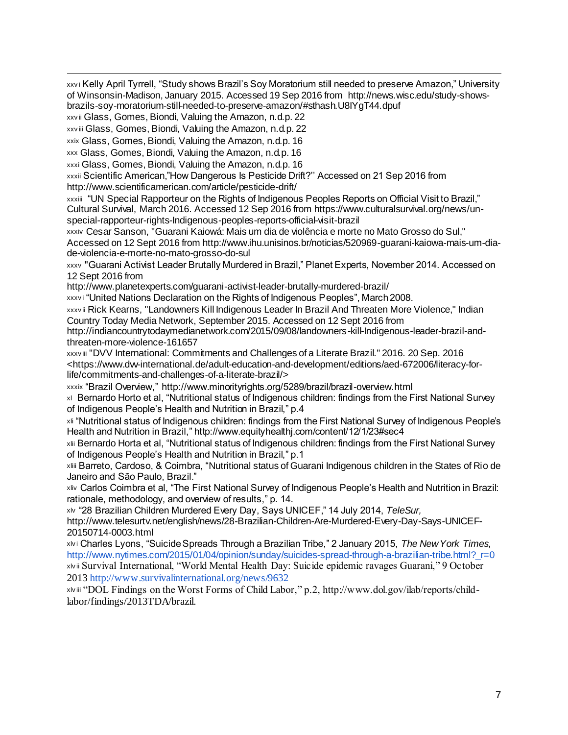[xxvi] Kelly April Tyrrell, “Study shows Brazil’s Soy Moratorium still needed to preserve Amazon,” University of Winsonsin-Madison, January 2015. Accessed 19 Sep 2016 from http://news.wisc.edu/study-shows-brazils-soy-moratorium-still-needed-to-preserve-amazon/#sthash.U8lYgT44.dpuf

[xxvii] Glass, Gomes, Biondi, Valuing the Amazon, n.d.p. 22

[xxviii] Glass, Gomes, Biondi, Valuing the Amazon, n.d.p. 22

[xxix] Glass, Gomes, Biondi, Valuing the Amazon, n.d.p. 16

[xxx] Glass, Gomes, Biondi, Valuing the Amazon, n.d.p. 16

[xxxi] Glass, Gomes, Biondi, Valuing the Amazon, n.d.p. 16

[xxxii] Scientific American,"How Dangerous Is Pesticide Drift?'' Accessed on 21 Sep 2016 from http://www.scientificamerican.com/article/pesticide-drift/

[xxxiii] “UN Special Rapporteur on the Rights of Indigenous Peoples Reports on Official Visit to Brazil,” Cultural Survival, March 2016. Accessed 12 Sep 2016 from https://www.culturalsurvival.org/news/un-special-rapporteur-rights-Indigenous-peoples-reports-official-visit-brazil

[xxxiv] Cesar Sanson, "Guarani Kaiowá: Mais um dia de violência e morte no Mato Grosso do Sul," Accessed on 12 Sept 2016 from http://www.ihu.unisinos.br/noticias/520969-guarani-kaiowa-mais-um-dia-de-violencia-e-morte-no-mato-grosso-do-sul

[xxxv] "Guarani Activist Leader Brutally Murdered in Brazil," Planet Experts, November 2014. Accessed on 12 Sept 2016 from http://www.planetexperts.com/guarani-activist-leader-brutally-murdered-brazil/

[xxxvi] “United Nations Declaration on the Rights of Indigenous Peoples”, March 2008.

[xxxvii] Rick Kearns, "Landowners Kill Indigenous Leader In Brazil And Threaten More Violence," Indian Country Today Media Network, September 2015. Accessed on 12 Sept 2016 from http://indiancountrytodaymedianetwork.com/2015/09/08/landowners-kill-Indigenous-leader-brazil-and-threaten-more-violence-161657

[xxxviii] "DVV International: Commitments and Challenges of a Literate Brazil." 2016. 20 Sep. 2016 <https://www.dvv-international.de/adult-education-and-development/editions/aed-672006/literacy-for-life/commitments-and-challenges-of-a-literate-brazil/>

[xxxix] “Brazil Overview,” http://www.minorityrights.org/5289/brazil/brazil-overview.html

[xl] Bernardo Horto et al, “Nutritional status of Indigenous children: findings from the First National Survey of Indigenous People’s Health and Nutrition in Brazil,” p.4

[xli] “Nutritional status of Indigenous children: findings from the First National Survey of Indigenous People’s Health and Nutrition in Brazil,” http://www.equityhealthj.com/content/12/1/23#sec4

[xlii] Bernardo Horta et al, “Nutritional status of Indigenous children: findings from the First National Survey of Indigenous People’s Health and Nutrition in Brazil,” p.1

[xliii] Barreto, Cardoso, & Coimbra, “Nutritional status of Guarani Indigenous children in the States of Rio de Janeiro and São Paulo, Brazil.”

[xliv] Carlos Coimbra et al, “The First National Survey of Indigenous People’s Health and Nutrition in Brazil: rationale, methodology, and overview of results,” p. 14.

[xlv] “28 Brazilian Children Murdered Every Day, Says UNICEF,” 14 July 2014, *TeleSur,* http://www.telesurtv.net/english/news/28-Brazilian-Children-Are-Murdered-Every-Day-Says-UNICEF-20150714-0003.html

[xlvi] Charles Lyons, “Suicide Spreads Through a Brazilian Tribe,” 2 January 2015, *The New York Times,* http://www.nytimes.com/2015/01/04/opinion/sunday/suicides-spread-through-a-brazilian-tribe.html?_r=0

[xlvii] Survival International, “World Mental Health Day: Suicide epidemic ravages Guarani,” 9 October 2013 http://www.survivalinternational.org/news/9632

[xlviii] “DOL Findings on the Worst Forms of Child Labor,” p.2, http://www.dol.gov/ilab/reports/child-labor/findings/2013TDA/brazil.